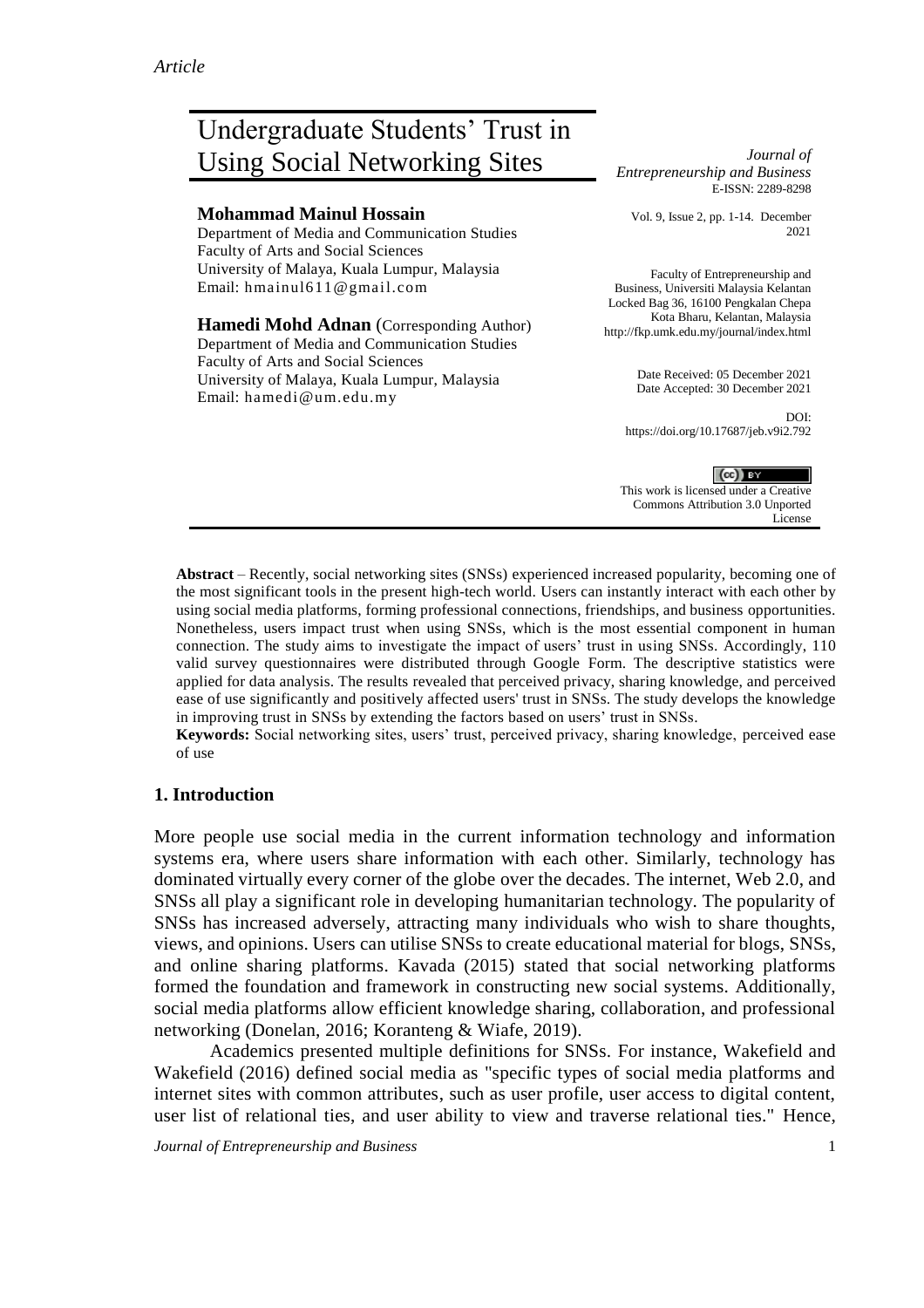*Article*

# Undergraduate Students' Trust in Using Social Networking Sites

**Mohammad Mainul Hossain**
Department of Media and Communication Studies
Faculty of Arts and Social Sciences
University of Malaya, Kuala Lumpur, Malaysia
Email: hmainul611@gmail.com

**Hamedi Mohd Adnan** (Corresponding Author)
Department of Media and Communication Studies
Faculty of Arts and Social Sciences
University of Malaya, Kuala Lumpur, Malaysia
Email: hamedi@um.edu.my

*Journal of Entrepreneurship and Business*
E-ISSN: 2289-8298

Vol. 9, Issue 2, pp. 1-14. December 2021

Faculty of Entrepreneurship and Business, Universiti Malaysia Kelantan
Locked Bag 36, 16100 Pengkalan Chepa
Kota Bharu, Kelantan, Malaysia
http://fkp.umk.edu.my/journal/index.html

Date Received: 05 December 2021
Date Accepted: 30 December 2021

DOI: https://doi.org/10.17687/jeb.v9i2.792

This work is licensed under a Creative Commons Attribution 3.0 Unported License

**Abstract** – Recently, social networking sites (SNSs) experienced increased popularity, becoming one of the most significant tools in the present high-tech world. Users can instantly interact with each other by using social media platforms, forming professional connections, friendships, and business opportunities. Nonetheless, users impact trust when using SNSs, which is the most essential component in human connection. The study aims to investigate the impact of users' trust in using SNSs. Accordingly, 110 valid survey questionnaires were distributed through Google Form. The descriptive statistics were applied for data analysis. The results revealed that perceived privacy, sharing knowledge, and perceived ease of use significantly and positively affected users' trust in SNSs. The study develops the knowledge in improving trust in SNSs by extending the factors based on users' trust in SNSs.

**Keywords:** Social networking sites, users' trust, perceived privacy, sharing knowledge, perceived ease of use

## 1. Introduction

More people use social media in the current information technology and information systems era, where users share information with each other. Similarly, technology has dominated virtually every corner of the globe over the decades. The internet, Web 2.0, and SNSs all play a significant role in developing humanitarian technology. The popularity of SNSs has increased adversely, attracting many individuals who wish to share thoughts, views, and opinions. Users can utilise SNSs to create educational material for blogs, SNSs, and online sharing platforms. Kavada (2015) stated that social networking platforms formed the foundation and framework in constructing new social systems. Additionally, social media platforms allow efficient knowledge sharing, collaboration, and professional networking (Donelan, 2016; Koranteng & Wiafe, 2019).

Academics presented multiple definitions for SNSs. For instance, Wakefield and Wakefield (2016) defined social media as "specific types of social media platforms and internet sites with common attributes, such as user profile, user access to digital content, user list of relational ties, and user ability to view and traverse relational ties." Hence,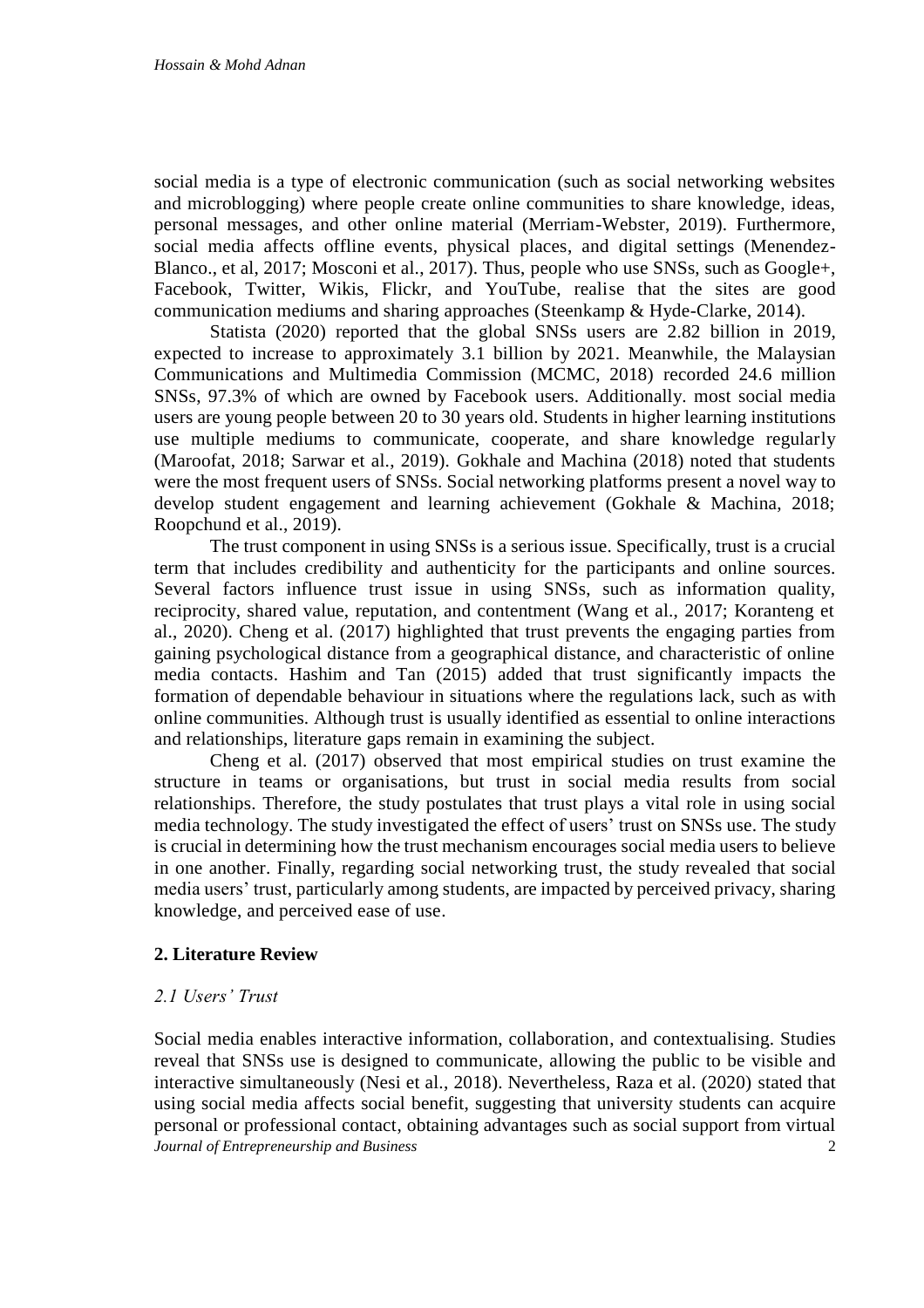social media is a type of electronic communication (such as social networking websites and microblogging) where people create online communities to share knowledge, ideas, personal messages, and other online material (Merriam-Webster, 2019). Furthermore, social media affects offline events, physical places, and digital settings (Menendez-Blanco., et al, 2017; Mosconi et al., 2017). Thus, people who use SNSs, such as Google+, Facebook, Twitter, Wikis, Flickr, and YouTube, realise that the sites are good communication mediums and sharing approaches (Steenkamp & Hyde-Clarke, 2014).

Statista (2020) reported that the global SNSs users are 2.82 billion in 2019, expected to increase to approximately 3.1 billion by 2021. Meanwhile, the Malaysian Communications and Multimedia Commission (MCMC, 2018) recorded 24.6 million SNSs, 97.3% of which are owned by Facebook users. Additionally. most social media users are young people between 20 to 30 years old. Students in higher learning institutions use multiple mediums to communicate, cooperate, and share knowledge regularly (Maroofat, 2018; Sarwar et al., 2019). Gokhale and Machina (2018) noted that students were the most frequent users of SNSs. Social networking platforms present a novel way to develop student engagement and learning achievement (Gokhale & Machina, 2018; Roopchund et al., 2019).

The trust component in using SNSs is a serious issue. Specifically, trust is a crucial term that includes credibility and authenticity for the participants and online sources. Several factors influence trust issue in using SNSs, such as information quality, reciprocity, shared value, reputation, and contentment (Wang et al., 2017; Koranteng et al., 2020). Cheng et al. (2017) highlighted that trust prevents the engaging parties from gaining psychological distance from a geographical distance, and characteristic of online media contacts. Hashim and Tan (2015) added that trust significantly impacts the formation of dependable behaviour in situations where the regulations lack, such as with online communities. Although trust is usually identified as essential to online interactions and relationships, literature gaps remain in examining the subject.

Cheng et al. (2017) observed that most empirical studies on trust examine the structure in teams or organisations, but trust in social media results from social relationships. Therefore, the study postulates that trust plays a vital role in using social media technology. The study investigated the effect of users' trust on SNSs use. The study is crucial in determining how the trust mechanism encourages social media users to believe in one another. Finally, regarding social networking trust, the study revealed that social media users' trust, particularly among students, are impacted by perceived privacy, sharing knowledge, and perceived ease of use.

## 2. Literature Review

### *2.1 Users' Trust*

Social media enables interactive information, collaboration, and contextualising. Studies reveal that SNSs use is designed to communicate, allowing the public to be visible and interactive simultaneously (Nesi et al., 2018). Nevertheless, Raza et al. (2020) stated that using social media affects social benefit, suggesting that university students can acquire personal or professional contact, obtaining advantages such as social support from virtual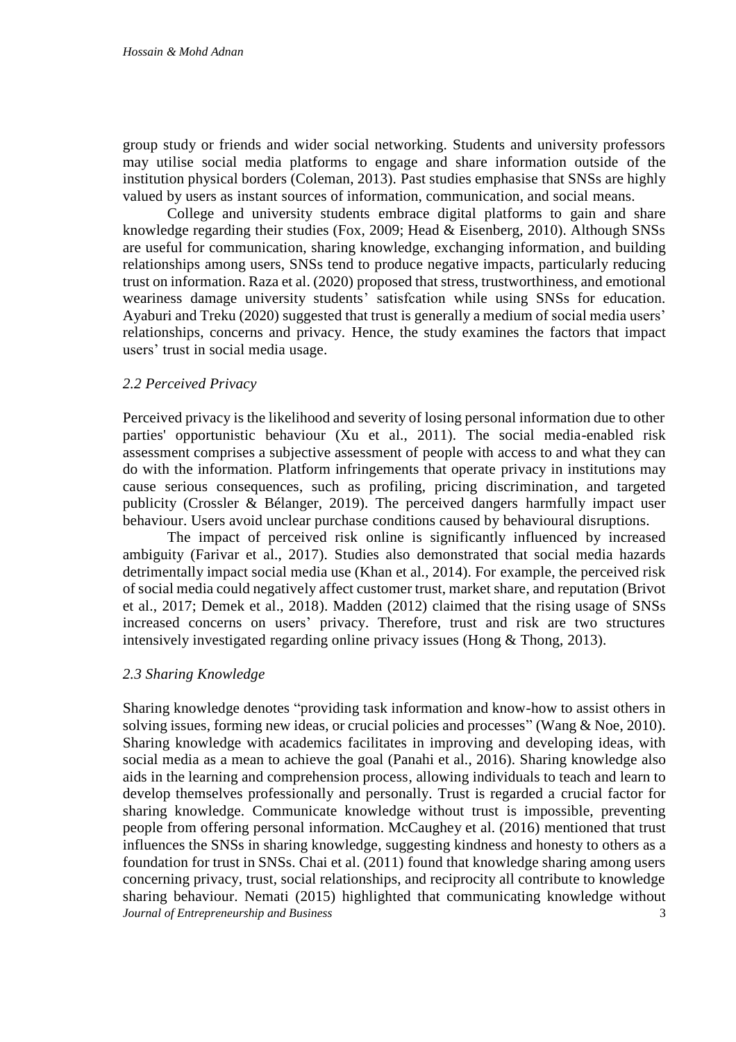group study or friends and wider social networking. Students and university professors may utilise social media platforms to engage and share information outside of the institution physical borders (Coleman, 2013). Past studies emphasise that SNSs are highly valued by users as instant sources of information, communication, and social means.

College and university students embrace digital platforms to gain and share knowledge regarding their studies (Fox, 2009; Head & Eisenberg, 2010). Although SNSs are useful for communication, sharing knowledge, exchanging information, and building relationships among users, SNSs tend to produce negative impacts, particularly reducing trust on information. Raza et al. (2020) proposed that stress, trustworthiness, and emotional weariness damage university students' satisfcation while using SNSs for education. Ayaburi and Treku (2020) suggested that trust is generally a medium of social media users' relationships, concerns and privacy. Hence, the study examines the factors that impact users' trust in social media usage.

### *2.2 Perceived Privacy*

Perceived privacy is the likelihood and severity of losing personal information due to other parties' opportunistic behaviour (Xu et al., 2011). The social media-enabled risk assessment comprises a subjective assessment of people with access to and what they can do with the information. Platform infringements that operate privacy in institutions may cause serious consequences, such as profiling, pricing discrimination, and targeted publicity (Crossler & Bélanger, 2019). The perceived dangers harmfully impact user behaviour. Users avoid unclear purchase conditions caused by behavioural disruptions.

The impact of perceived risk online is significantly influenced by increased ambiguity (Farivar et al., 2017). Studies also demonstrated that social media hazards detrimentally impact social media use (Khan et al., 2014). For example, the perceived risk of social media could negatively affect customer trust, market share, and reputation (Brivot et al., 2017; Demek et al., 2018). Madden (2012) claimed that the rising usage of SNSs increased concerns on users' privacy. Therefore, trust and risk are two structures intensively investigated regarding online privacy issues (Hong & Thong, 2013).

### *2.3 Sharing Knowledge*

Sharing knowledge denotes "providing task information and know-how to assist others in solving issues, forming new ideas, or crucial policies and processes" (Wang & Noe, 2010). Sharing knowledge with academics facilitates in improving and developing ideas, with social media as a mean to achieve the goal (Panahi et al., 2016). Sharing knowledge also aids in the learning and comprehension process, allowing individuals to teach and learn to develop themselves professionally and personally. Trust is regarded a crucial factor for sharing knowledge. Communicate knowledge without trust is impossible, preventing people from offering personal information. McCaughey et al. (2016) mentioned that trust influences the SNSs in sharing knowledge, suggesting kindness and honesty to others as a foundation for trust in SNSs. Chai et al. (2011) found that knowledge sharing among users concerning privacy, trust, social relationships, and reciprocity all contribute to knowledge sharing behaviour. Nemati (2015) highlighted that communicating knowledge without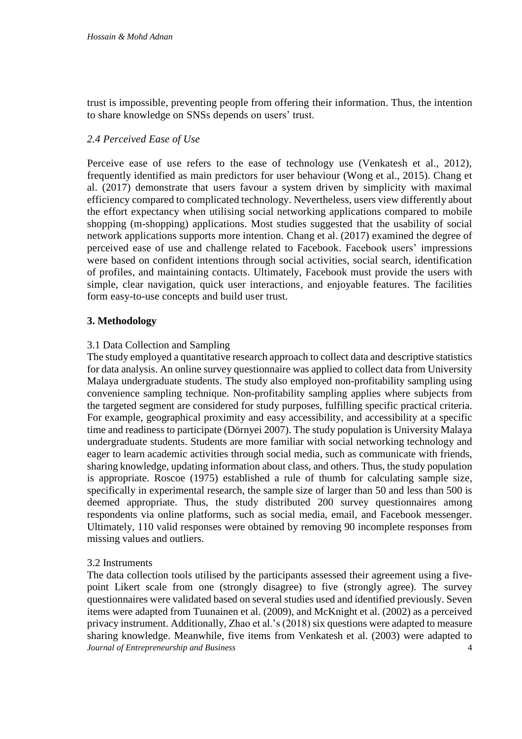trust is impossible, preventing people from offering their information. Thus, the intention to share knowledge on SNSs depends on users' trust.

### *2.4 Perceived Ease of Use*

Perceive ease of use refers to the ease of technology use (Venkatesh et al., 2012), frequently identified as main predictors for user behaviour (Wong et al., 2015). Chang et al. (2017) demonstrate that users favour a system driven by simplicity with maximal efficiency compared to complicated technology. Nevertheless, users view differently about the effort expectancy when utilising social networking applications compared to mobile shopping (m-shopping) applications. Most studies suggested that the usability of social network applications supports more intention. Chang et al. (2017) examined the degree of perceived ease of use and challenge related to Facebook. Facebook users' impressions were based on confident intentions through social activities, social search, identification of profiles, and maintaining contacts. Ultimately, Facebook must provide the users with simple, clear navigation, quick user interactions, and enjoyable features. The facilities form easy-to-use concepts and build user trust.

## **3. Methodology**

### 3.1 Data Collection and Sampling

The study employed a quantitative research approach to collect data and descriptive statistics for data analysis. An online survey questionnaire was applied to collect data from University Malaya undergraduate students. The study also employed non-profitability sampling using convenience sampling technique. Non-profitability sampling applies where subjects from the targeted segment are considered for study purposes, fulfilling specific practical criteria. For example, geographical proximity and easy accessibility, and accessibility at a specific time and readiness to participate (Dörnyei 2007). The study population is University Malaya undergraduate students. Students are more familiar with social networking technology and eager to learn academic activities through social media, such as communicate with friends, sharing knowledge, updating information about class, and others. Thus, the study population is appropriate. Roscoe (1975) established a rule of thumb for calculating sample size, specifically in experimental research, the sample size of larger than 50 and less than 500 is deemed appropriate. Thus, the study distributed 200 survey questionnaires among respondents via online platforms, such as social media, email, and Facebook messenger. Ultimately, 110 valid responses were obtained by removing 90 incomplete responses from missing values and outliers.

### 3.2 Instruments

The data collection tools utilised by the participants assessed their agreement using a five-point Likert scale from one (strongly disagree) to five (strongly agree). The survey questionnaires were validated based on several studies used and identified previously. Seven items were adapted from Tuunainen et al. (2009), and McKnight et al. (2002) as a perceived privacy instrument. Additionally, Zhao et al.'s (2018) six questions were adapted to measure sharing knowledge. Meanwhile, five items from Venkatesh et al. (2003) were adapted to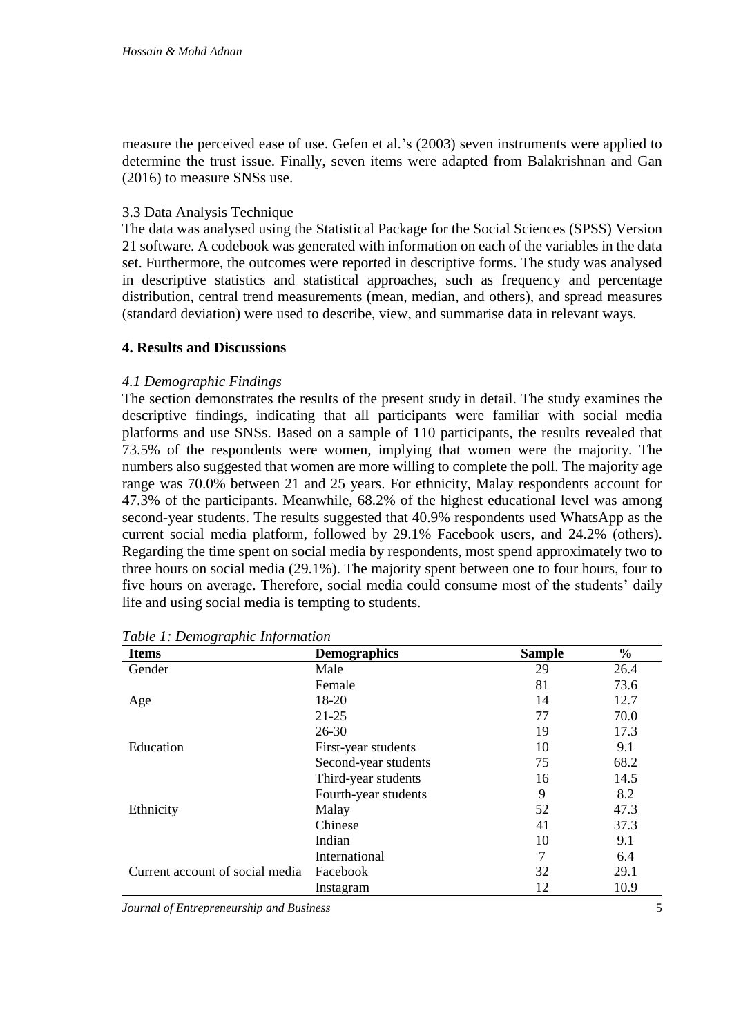measure the perceived ease of use. Gefen et al.'s (2003) seven instruments were applied to determine the trust issue. Finally, seven items were adapted from Balakrishnan and Gan (2016) to measure SNSs use.

3.3 Data Analysis Technique

The data was analysed using the Statistical Package for the Social Sciences (SPSS) Version 21 software. A codebook was generated with information on each of the variables in the data set. Furthermore, the outcomes were reported in descriptive forms. The study was analysed in descriptive statistics and statistical approaches, such as frequency and percentage distribution, central trend measurements (mean, median, and others), and spread measures (standard deviation) were used to describe, view, and summarise data in relevant ways.

## 4. Results and Discussions

### *4.1 Demographic Findings*

The section demonstrates the results of the present study in detail. The study examines the descriptive findings, indicating that all participants were familiar with social media platforms and use SNSs. Based on a sample of 110 participants, the results revealed that 73.5% of the respondents were women, implying that women were the majority. The numbers also suggested that women are more willing to complete the poll. The majority age range was 70.0% between 21 and 25 years. For ethnicity, Malay respondents account for 47.3% of the participants. Meanwhile, 68.2% of the highest educational level was among second-year students. The results suggested that 40.9% respondents used WhatsApp as the current social media platform, followed by 29.1% Facebook users, and 24.2% (others). Regarding the time spent on social media by respondents, most spend approximately two to three hours on social media (29.1%). The majority spent between one to four hours, four to five hours on average. Therefore, social media could consume most of the students' daily life and using social media is tempting to students.

*Table 1: Demographic Information*

| Items | Demographics | Sample | % |
|---|---|---|---|
| Gender | Male | 29 | 26.4 |
| | Female | 81 | 73.6 |
| Age | 18-20 | 14 | 12.7 |
| | 21-25 | 77 | 70.0 |
| | 26-30 | 19 | 17.3 |
| Education | First-year students | 10 | 9.1 |
| | Second-year students | 75 | 68.2 |
| | Third-year students | 16 | 14.5 |
| | Fourth-year students | 9 | 8.2 |
| Ethnicity | Malay | 52 | 47.3 |
| | Chinese | 41 | 37.3 |
| | Indian | 10 | 9.1 |
| | International | 7 | 6.4 |
| Current account of social media | Facebook | 32 | 29.1 |
| | Instagram | 12 | 10.9 |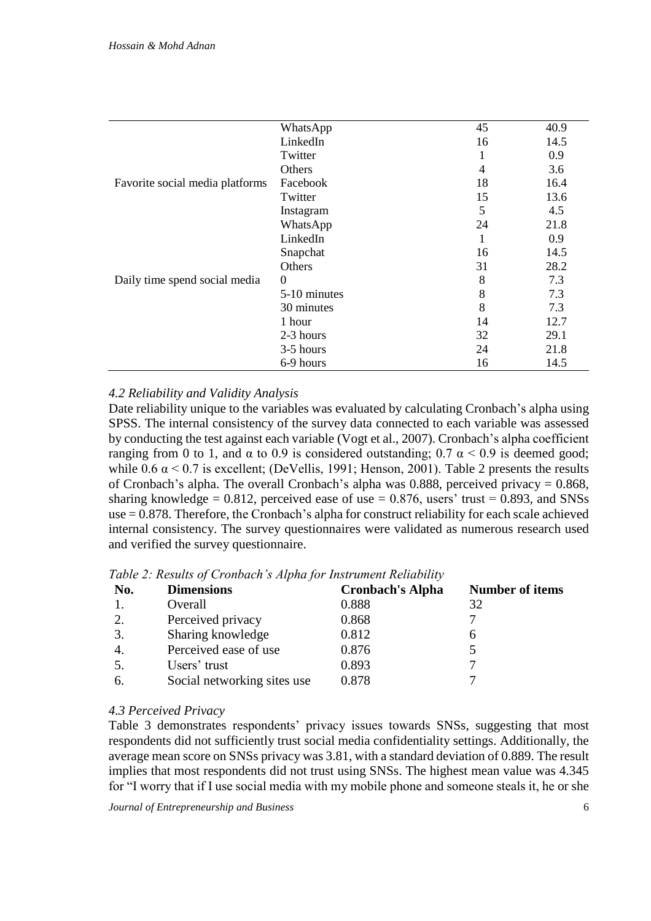| | WhatsApp | 45 | 40.9 |
|---|---|---|---|
| | LinkedIn | 16 | 14.5 |
| | Twitter | 1 | 0.9 |
| | Others | 4 | 3.6 |
| Favorite social media platforms | Facebook | 18 | 16.4 |
| | Twitter | 15 | 13.6 |
| | Instagram | 5 | 4.5 |
| | WhatsApp | 24 | 21.8 |
| | LinkedIn | 1 | 0.9 |
| | Snapchat | 16 | 14.5 |
| | Others | 31 | 28.2 |
| Daily time spend social media | 0 | 8 | 7.3 |
| | 5-10 minutes | 8 | 7.3 |
| | 30 minutes | 8 | 7.3 |
| | 1 hour | 14 | 12.7 |
| | 2-3 hours | 32 | 29.1 |
| | 3-5 hours | 24 | 21.8 |
| | 6-9 hours | 16 | 14.5 |

### *4.2 Reliability and Validity Analysis*

Date reliability unique to the variables was evaluated by calculating Cronbach's alpha using SPSS. The internal consistency of the survey data connected to each variable was assessed by conducting the test against each variable (Vogt et al., 2007). Cronbach's alpha coefficient ranging from 0 to 1, and $\alpha$ to 0.9 is considered outstanding; 0.7 $\alpha < 0.9$ is deemed good; while 0.6 $\alpha < 0.7$ is excellent; (DeVellis, 1991; Henson, 2001). Table 2 presents the results of Cronbach's alpha. The overall Cronbach's alpha was 0.888, perceived privacy = 0.868, sharing knowledge = 0.812, perceived ease of use = 0.876, users' trust = 0.893, and SNSs use = 0.878. Therefore, the Cronbach's alpha for construct reliability for each scale achieved internal consistency. The survey questionnaires were validated as numerous research used and verified the survey questionnaire.

*Table 2: Results of Cronbach's Alpha for Instrument Reliability*

| No. | Dimensions | Cronbach's Alpha | Number of items |
|---|---|---|---|
| 1. | Overall | 0.888 | 32 |
| 2. | Perceived privacy | 0.868 | 7 |
| 3. | Sharing knowledge | 0.812 | 6 |
| 4. | Perceived ease of use | 0.876 | 5 |
| 5. | Users' trust | 0.893 | 7 |
| 6. | Social networking sites use | 0.878 | 7 |

### *4.3 Perceived Privacy*

Table 3 demonstrates respondents' privacy issues towards SNSs, suggesting that most respondents did not sufficiently trust social media confidentiality settings. Additionally, the average mean score on SNSs privacy was 3.81, with a standard deviation of 0.889. The result implies that most respondents did not trust using SNSs. The highest mean value was 4.345 for "I worry that if I use social media with my mobile phone and someone steals it, he or she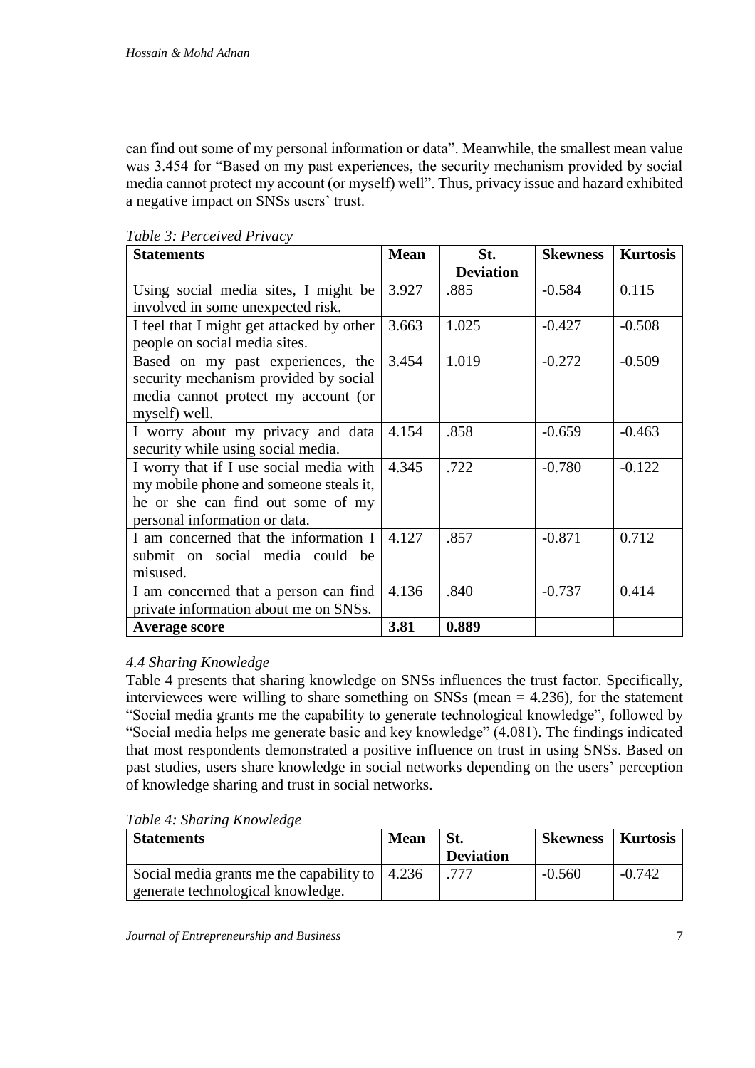can find out some of my personal information or data". Meanwhile, the smallest mean value was 3.454 for "Based on my past experiences, the security mechanism provided by social media cannot protect my account (or myself) well". Thus, privacy issue and hazard exhibited a negative impact on SNSs users' trust.

*Table 3: Perceived Privacy*

| Statements | Mean | St. Deviation | Skewness | Kurtosis |
|---|---|---|---|---|
| Using social media sites, I might be involved in some unexpected risk. | 3.927 | .885 | -0.584 | 0.115 |
| I feel that I might get attacked by other people on social media sites. | 3.663 | 1.025 | -0.427 | -0.508 |
| Based on my past experiences, the security mechanism provided by social media cannot protect my account (or myself) well. | 3.454 | 1.019 | -0.272 | -0.509 |
| I worry about my privacy and data security while using social media. | 4.154 | .858 | -0.659 | -0.463 |
| I worry that if I use social media with my mobile phone and someone steals it, he or she can find out some of my personal information or data. | 4.345 | .722 | -0.780 | -0.122 |
| I am concerned that the information I submit on social media could be misused. | 4.127 | .857 | -0.871 | 0.712 |
| I am concerned that a person can find private information about me on SNSs. | 4.136 | .840 | -0.737 | 0.414 |
| **Average score** | **3.81** | **0.889** | | |

### *4.4 Sharing Knowledge*

Table 4 presents that sharing knowledge on SNSs influences the trust factor. Specifically, interviewees were willing to share something on SNSs (mean = 4.236), for the statement "Social media grants me the capability to generate technological knowledge", followed by "Social media helps me generate basic and key knowledge" (4.081). The findings indicated that most respondents demonstrated a positive influence on trust in using SNSs. Based on past studies, users share knowledge in social networks depending on the users' perception of knowledge sharing and trust in social networks.

*Table 4: Sharing Knowledge*

| Statements | Mean | St. Deviation | Skewness | Kurtosis |
|---|---|---|---|---|
| Social media grants me the capability to generate technological knowledge. | 4.236 | .777 | -0.560 | -0.742 |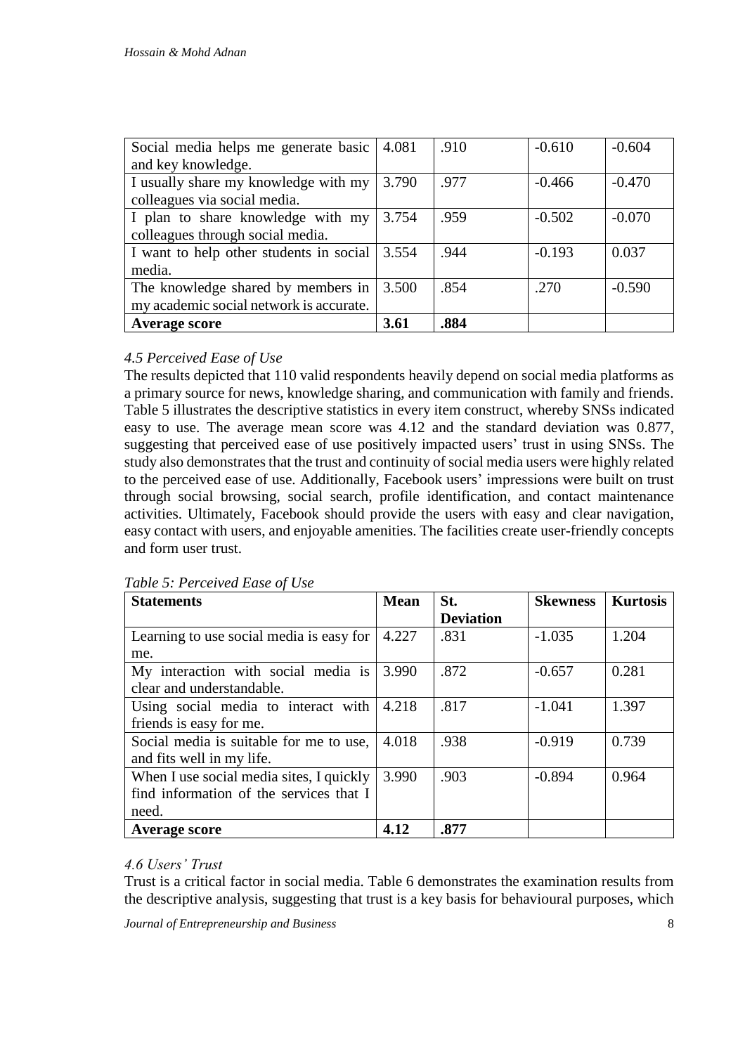| Social media helps me generate basic and key knowledge. | 4.081 | .910 | -0.610 | -0.604 |
|---|---|---|---|---|
| I usually share my knowledge with my colleagues via social media. | 3.790 | .977 | -0.466 | -0.470 |
| I plan to share knowledge with my colleagues through social media. | 3.754 | .959 | -0.502 | -0.070 |
| I want to help other students in social media. | 3.554 | .944 | -0.193 | 0.037 |
| The knowledge shared by members in my academic social network is accurate. | 3.500 | .854 | .270 | -0.590 |
| **Average score** | **3.61** | **.884** | | |

### *4.5 Perceived Ease of Use*

The results depicted that 110 valid respondents heavily depend on social media platforms as a primary source for news, knowledge sharing, and communication with family and friends. Table 5 illustrates the descriptive statistics in every item construct, whereby SNSs indicated easy to use. The average mean score was 4.12 and the standard deviation was 0.877, suggesting that perceived ease of use positively impacted users' trust in using SNSs. The study also demonstrates that the trust and continuity of social media users were highly related to the perceived ease of use. Additionally, Facebook users' impressions were built on trust through social browsing, social search, profile identification, and contact maintenance activities. Ultimately, Facebook should provide the users with easy and clear navigation, easy contact with users, and enjoyable amenities. The facilities create user-friendly concepts and form user trust.

*Table 5: Perceived Ease of Use*

| **Statements** | **Mean** | **St. Deviation** | **Skewness** | **Kurtosis** |
|---|---|---|---|---|
| Learning to use social media is easy for me. | 4.227 | .831 | -1.035 | 1.204 |
| My interaction with social media is clear and understandable. | 3.990 | .872 | -0.657 | 0.281 |
| Using social media to interact with friends is easy for me. | 4.218 | .817 | -1.041 | 1.397 |
| Social media is suitable for me to use, and fits well in my life. | 4.018 | .938 | -0.919 | 0.739 |
| When I use social media sites, I quickly find information of the services that I need. | 3.990 | .903 | -0.894 | 0.964 |
| **Average score** | **4.12** | **.877** | | |

### *4.6 Users' Trust*

Trust is a critical factor in social media. Table 6 demonstrates the examination results from the descriptive analysis, suggesting that trust is a key basis for behavioural purposes, which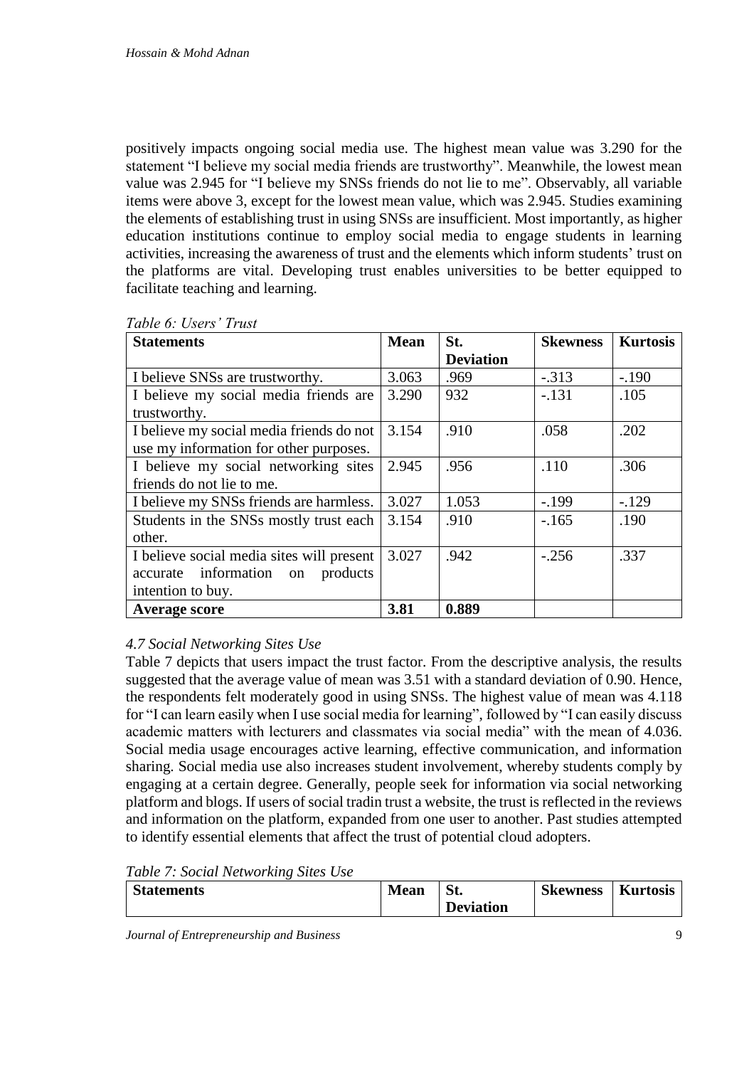positively impacts ongoing social media use. The highest mean value was 3.290 for the statement "I believe my social media friends are trustworthy". Meanwhile, the lowest mean value was 2.945 for "I believe my SNSs friends do not lie to me". Observably, all variable items were above 3, except for the lowest mean value, which was 2.945. Studies examining the elements of establishing trust in using SNSs are insufficient. Most importantly, as higher education institutions continue to employ social media to engage students in learning activities, increasing the awareness of trust and the elements which inform students' trust on the platforms are vital. Developing trust enables universities to be better equipped to facilitate teaching and learning.

*Table 6: Users' Trust*

| Statements | Mean | St. Deviation | Skewness | Kurtosis |
|---|---|---|---|---|
| I believe SNSs are trustworthy. | 3.063 | .969 | -.313 | -.190 |
| I believe my social media friends are trustworthy. | 3.290 | 932 | -.131 | .105 |
| I believe my social media friends do not use my information for other purposes. | 3.154 | .910 | .058 | .202 |
| I believe my social networking sites friends do not lie to me. | 2.945 | .956 | .110 | .306 |
| I believe my SNSs friends are harmless. | 3.027 | 1.053 | -.199 | -.129 |
| Students in the SNSs mostly trust each other. | 3.154 | .910 | -.165 | .190 |
| I believe social media sites will present accurate information on products intention to buy. | 3.027 | .942 | -.256 | .337 |
| **Average score** | **3.81** | **0.889** | | |

### *4.7 Social Networking Sites Use*

Table 7 depicts that users impact the trust factor. From the descriptive analysis, the results suggested that the average value of mean was 3.51 with a standard deviation of 0.90. Hence, the respondents felt moderately good in using SNSs. The highest value of mean was 4.118 for "I can learn easily when I use social media for learning", followed by "I can easily discuss academic matters with lecturers and classmates via social media" with the mean of 4.036. Social media usage encourages active learning, effective communication, and information sharing. Social media use also increases student involvement, whereby students comply by engaging at a certain degree. Generally, people seek for information via social networking platform and blogs. If users of social tradin trust a website, the trust is reflected in the reviews and information on the platform, expanded from one user to another. Past studies attempted to identify essential elements that affect the trust of potential cloud adopters.

*Table 7: Social Networking Sites Use*

| Statements | Mean | St. Deviation | Skewness | Kurtosis |
|---|---|---|---|---|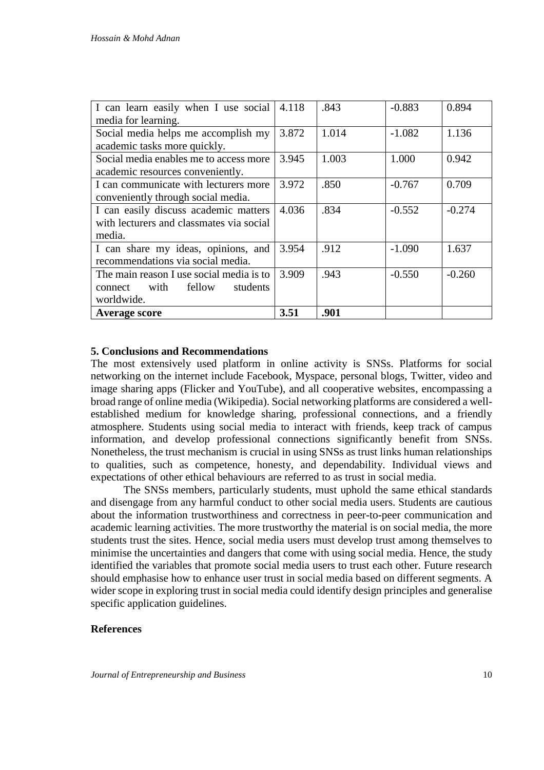| | | | | |
|---|---|---|---|---|
| I can learn easily when I use social media for learning. | 4.118 | .843 | -0.883 | 0.894 |
| Social media helps me accomplish my academic tasks more quickly. | 3.872 | 1.014 | -1.082 | 1.136 |
| Social media enables me to access more academic resources conveniently. | 3.945 | 1.003 | 1.000 | 0.942 |
| I can communicate with lecturers more conveniently through social media. | 3.972 | .850 | -0.767 | 0.709 |
| I can easily discuss academic matters with lecturers and classmates via social media. | 4.036 | .834 | -0.552 | -0.274 |
| I can share my ideas, opinions, and recommendations via social media. | 3.954 | .912 | -1.090 | 1.637 |
| The main reason I use social media is to connect with fellow students worldwide. | 3.909 | .943 | -0.550 | -0.260 |
| **Average score** | **3.51** | **.901** | | |

## 5. Conclusions and Recommendations

The most extensively used platform in online activity is SNSs. Platforms for social networking on the internet include Facebook, Myspace, personal blogs, Twitter, video and image sharing apps (Flicker and YouTube), and all cooperative websites, encompassing a broad range of online media (Wikipedia). Social networking platforms are considered a well-established medium for knowledge sharing, professional connections, and a friendly atmosphere. Students using social media to interact with friends, keep track of campus information, and develop professional connections significantly benefit from SNSs. Nonetheless, the trust mechanism is crucial in using SNSs as trust links human relationships to qualities, such as competence, honesty, and dependability. Individual views and expectations of other ethical behaviours are referred to as trust in social media.

The SNSs members, particularly students, must uphold the same ethical standards and disengage from any harmful conduct to other social media users. Students are cautious about the information trustworthiness and correctness in peer-to-peer communication and academic learning activities. The more trustworthy the material is on social media, the more students trust the sites. Hence, social media users must develop trust among themselves to minimise the uncertainties and dangers that come with using social media. Hence, the study identified the variables that promote social media users to trust each other. Future research should emphasise how to enhance user trust in social media based on different segments. A wider scope in exploring trust in social media could identify design principles and generalise specific application guidelines.

## References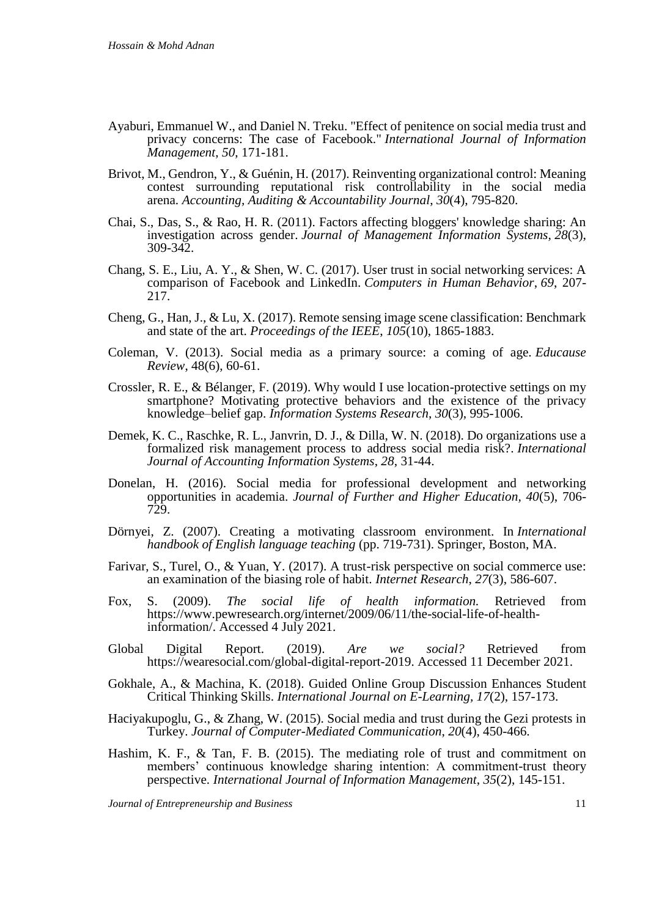Ayaburi, Emmanuel W., and Daniel N. Treku. "Effect of penitence on social media trust and privacy concerns: The case of Facebook." *International Journal of Information Management*, *50*, 171-181.

Brivot, M., Gendron, Y., & Guénin, H. (2017). Reinventing organizational control: Meaning contest surrounding reputational risk controllability in the social media arena. *Accounting, Auditing & Accountability Journal*, *30*(4), 795-820.

Chai, S., Das, S., & Rao, H. R. (2011). Factors affecting bloggers' knowledge sharing: An investigation across gender. *Journal of Management Information Systems*, *28*(3), 309-342.

Chang, S. E., Liu, A. Y., & Shen, W. C. (2017). User trust in social networking services: A comparison of Facebook and LinkedIn. *Computers in Human Behavior*, *69*, 207-217.

Cheng, G., Han, J., & Lu, X. (2017). Remote sensing image scene classification: Benchmark and state of the art. *Proceedings of the IEEE*, *105*(10), 1865-1883.

Coleman, V. (2013). Social media as a primary source: a coming of age. *Educause Review*, 48(6), 60-61.

Crossler, R. E., & Bélanger, F. (2019). Why would I use location-protective settings on my smartphone? Motivating protective behaviors and the existence of the privacy knowledge–belief gap. *Information Systems Research*, *30*(3), 995-1006.

Demek, K. C., Raschke, R. L., Janvrin, D. J., & Dilla, W. N. (2018). Do organizations use a formalized risk management process to address social media risk?. *International Journal of Accounting Information Systems*, *28*, 31-44.

Donelan, H. (2016). Social media for professional development and networking opportunities in academia. *Journal of Further and Higher Education*, *40*(5), 706-729.

Dörnyei, Z. (2007). Creating a motivating classroom environment. In *International handbook of English language teaching* (pp. 719-731). Springer, Boston, MA.

Farivar, S., Turel, O., & Yuan, Y. (2017). A trust-risk perspective on social commerce use: an examination of the biasing role of habit. *Internet Research*, *27*(3), 586-607.

Fox, S. (2009). *The social life of health information.* Retrieved from https://www.pewresearch.org/internet/2009/06/11/the-social-life-of-health-information/. Accessed 4 July 2021.

Global Digital Report. (2019). *Are we social?* Retrieved from https://wearesocial.com/global-digital-report-2019. Accessed 11 December 2021.

Gokhale, A., & Machina, K. (2018). Guided Online Group Discussion Enhances Student Critical Thinking Skills. *International Journal on E-Learning*, *17*(2), 157-173.

Haciyakupoglu, G., & Zhang, W. (2015). Social media and trust during the Gezi protests in Turkey. *Journal of Computer-Mediated Communication*, *20*(4), 450-466.

Hashim, K. F., & Tan, F. B. (2015). The mediating role of trust and commitment on members' continuous knowledge sharing intention: A commitment-trust theory perspective. *International Journal of Information Management*, *35*(2), 145-151.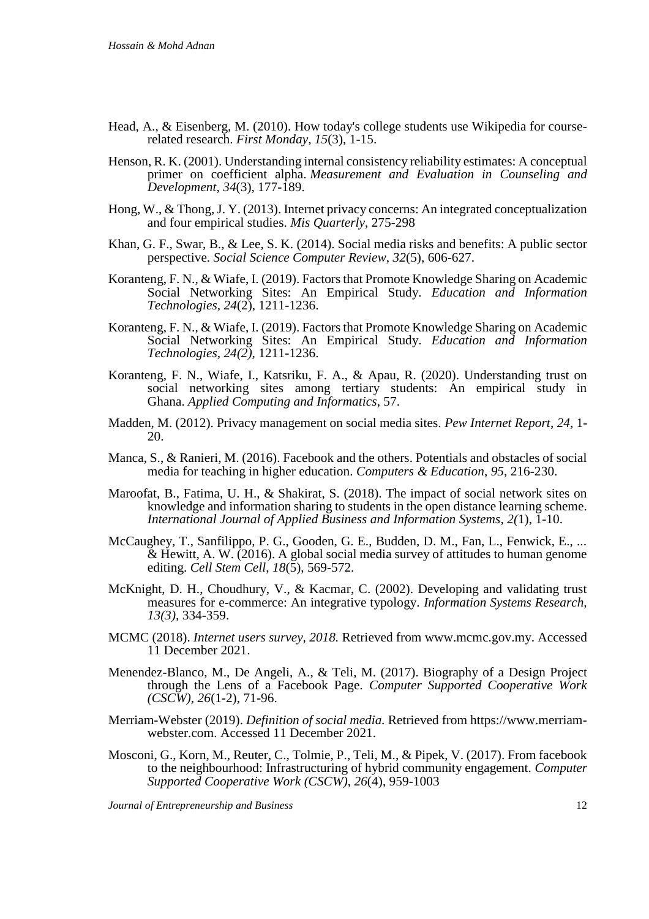Head, A., & Eisenberg, M. (2010). How today's college students use Wikipedia for course-related research. *First Monday*, *15*(3), 1-15.

Henson, R. K. (2001). Understanding internal consistency reliability estimates: A conceptual primer on coefficient alpha. *Measurement and Evaluation in Counseling and Development*, *34*(3), 177-189.

Hong, W., & Thong, J. Y. (2013). Internet privacy concerns: An integrated conceptualization and four empirical studies. *Mis Quarterly*, 275-298

Khan, G. F., Swar, B., & Lee, S. K. (2014). Social media risks and benefits: A public sector perspective. *Social Science Computer Review*, *32*(5), 606-627.

Koranteng, F. N., & Wiafe, I. (2019). Factors that Promote Knowledge Sharing on Academic Social Networking Sites: An Empirical Study. *Education and Information Technologies, 24*(2), 1211-1236.

Koranteng, F. N., & Wiafe, I. (2019). Factors that Promote Knowledge Sharing on Academic Social Networking Sites: An Empirical Study. *Education and Information Technologies, 24(2),* 1211-1236.

Koranteng, F. N., Wiafe, I., Katsriku, F. A., & Apau, R. (2020). Understanding trust on social networking sites among tertiary students: An empirical study in Ghana. *Applied Computing and Informatics*, 57.

Madden, M. (2012). Privacy management on social media sites. *Pew Internet Report*, *24*, 1-20.

Manca, S., & Ranieri, M. (2016). Facebook and the others. Potentials and obstacles of social media for teaching in higher education. *Computers & Education*, *95*, 216-230.

Maroofat, B., Fatima, U. H., & Shakirat, S. (2018). The impact of social network sites on knowledge and information sharing to students in the open distance learning scheme. *International Journal of Applied Business and Information Systems, 2(*1), 1-10.

McCaughey, T., Sanfilippo, P. G., Gooden, G. E., Budden, D. M., Fan, L., Fenwick, E., ... & Hewitt, A. W. (2016). A global social media survey of attitudes to human genome editing. *Cell Stem Cell*, *18*(5), 569-572.

McKnight, D. H., Choudhury, V., & Kacmar, C. (2002). Developing and validating trust measures for e-commerce: An integrative typology. *Information Systems Research, 13(3),* 334-359.

MCMC (2018). *Internet users survey, 2018.* Retrieved from www.mcmc.gov.my. Accessed 11 December 2021.

Menendez-Blanco, M., De Angeli, A., & Teli, M. (2017). Biography of a Design Project through the Lens of a Facebook Page. *Computer Supported Cooperative Work (CSCW)*, *26*(1-2), 71-96.

Merriam-Webster (2019). *Definition of social media.* Retrieved from https://www.merriam-webster.com. Accessed 11 December 2021.

Mosconi, G., Korn, M., Reuter, C., Tolmie, P., Teli, M., & Pipek, V. (2017). From facebook to the neighbourhood: Infrastructuring of hybrid community engagement. *Computer Supported Cooperative Work (CSCW)*, *26*(4), 959-1003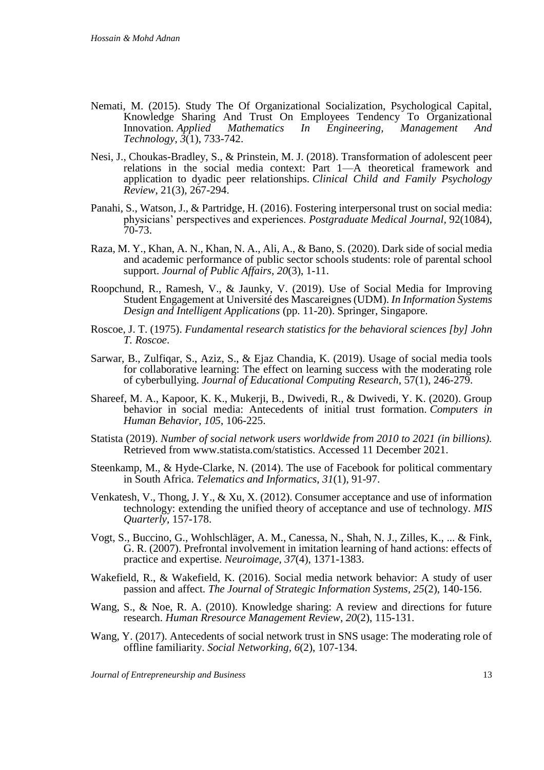Nemati, M. (2015). Study The Of Organizational Socialization, Psychological Capital, Knowledge Sharing And Trust On Employees Tendency To Organizational Innovation. *Applied Mathematics In Engineering, Management And Technology*, *3*(1), 733-742.

Nesi, J., Choukas-Bradley, S., & Prinstein, M. J. (2018). Transformation of adolescent peer relations in the social media context: Part 1—A theoretical framework and application to dyadic peer relationships. *Clinical Child and Family Psychology Review*, 21(3), 267-294.

Panahi, S., Watson, J., & Partridge, H. (2016). Fostering interpersonal trust on social media: physicians' perspectives and experiences. *Postgraduate Medical Journal*, 92(1084), 70-73.

Raza, M. Y., Khan, A. N., Khan, N. A., Ali, A., & Bano, S. (2020). Dark side of social media and academic performance of public sector schools students: role of parental school support. *Journal of Public Affairs*, *20*(3), 1-11.

Roopchund, R., Ramesh, V., & Jaunky, V. (2019). Use of Social Media for Improving Student Engagement at Université des Mascareignes (UDM). *In Information Systems Design and Intelligent Applications* (pp. 11-20). Springer, Singapore.

Roscoe, J. T. (1975). *Fundamental research statistics for the behavioral sciences [by] John T. Roscoe*.

Sarwar, B., Zulfiqar, S., Aziz, S., & Ejaz Chandia, K. (2019). Usage of social media tools for collaborative learning: The effect on learning success with the moderating role of cyberbullying. *Journal of Educational Computing Research*, 57(1), 246-279.

Shareef, M. A., Kapoor, K. K., Mukerji, B., Dwivedi, R., & Dwivedi, Y. K. (2020). Group behavior in social media: Antecedents of initial trust formation. *Computers in Human Behavior*, *105*, 106-225.

Statista (2019). *Number of social network users worldwide from 2010 to 2021 (in billions).* Retrieved from www.statista.com/statistics. Accessed 11 December 2021.

Steenkamp, M., & Hyde-Clarke, N. (2014). The use of Facebook for political commentary in South Africa. *Telematics and Informatics*, *31*(1), 91-97.

Venkatesh, V., Thong, J. Y., & Xu, X. (2012). Consumer acceptance and use of information technology: extending the unified theory of acceptance and use of technology. *MIS Quarterly*, 157-178.

Vogt, S., Buccino, G., Wohlschläger, A. M., Canessa, N., Shah, N. J., Zilles, K., ... & Fink, G. R. (2007). Prefrontal involvement in imitation learning of hand actions: effects of practice and expertise. *Neuroimage*, *37*(4), 1371-1383.

Wakefield, R., & Wakefield, K. (2016). Social media network behavior: A study of user passion and affect. *The Journal of Strategic Information Systems*, *25*(2), 140-156.

Wang, S., & Noe, R. A. (2010). Knowledge sharing: A review and directions for future research. *Human Rresource Management Review*, *20*(2), 115-131.

Wang, Y. (2017). Antecedents of social network trust in SNS usage: The moderating role of offline familiarity. *Social Networking*, *6*(2), 107-134.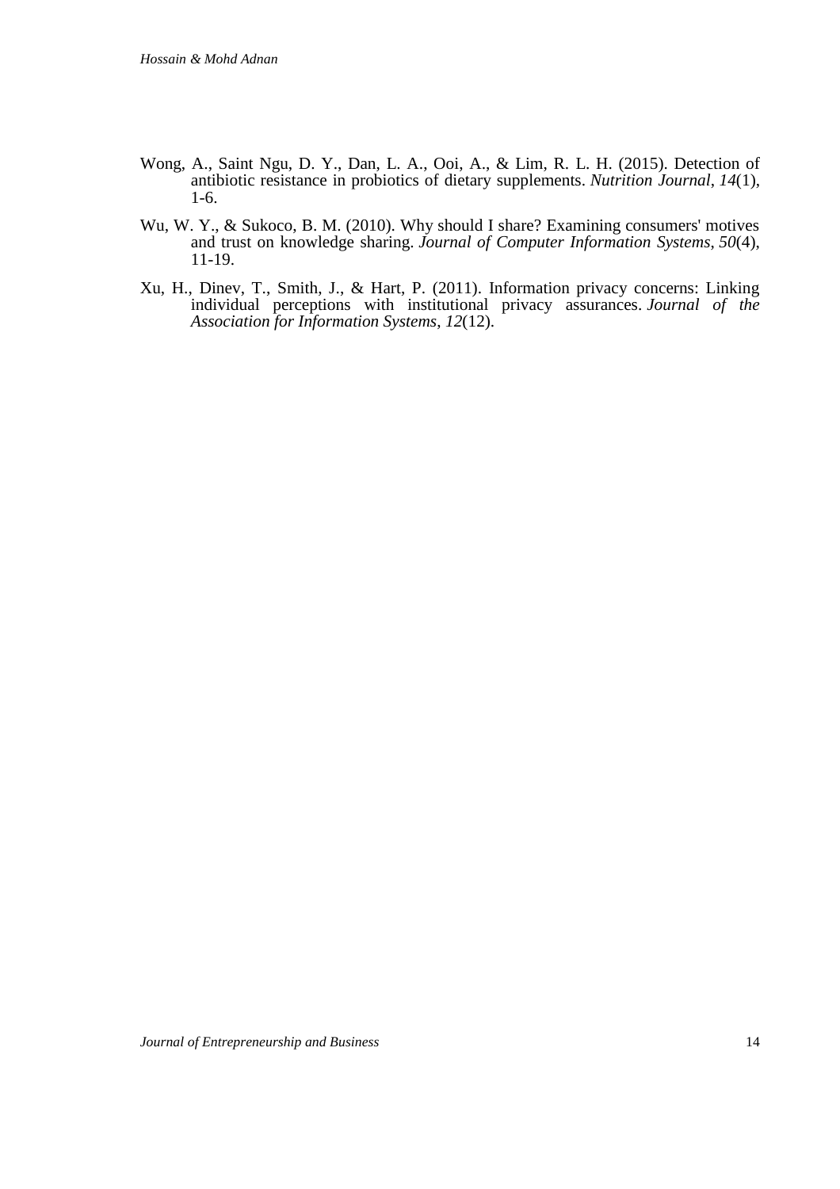Wong, A., Saint Ngu, D. Y., Dan, L. A., Ooi, A., & Lim, R. L. H. (2015). Detection of antibiotic resistance in probiotics of dietary supplements. *Nutrition Journal*, *14*(1), 1-6.

Wu, W. Y., & Sukoco, B. M. (2010). Why should I share? Examining consumers' motives and trust on knowledge sharing. *Journal of Computer Information Systems*, *50*(4), 11-19.

Xu, H., Dinev, T., Smith, J., & Hart, P. (2011). Information privacy concerns: Linking individual perceptions with institutional privacy assurances. *Journal of the Association for Information Systems*, *12*(12).